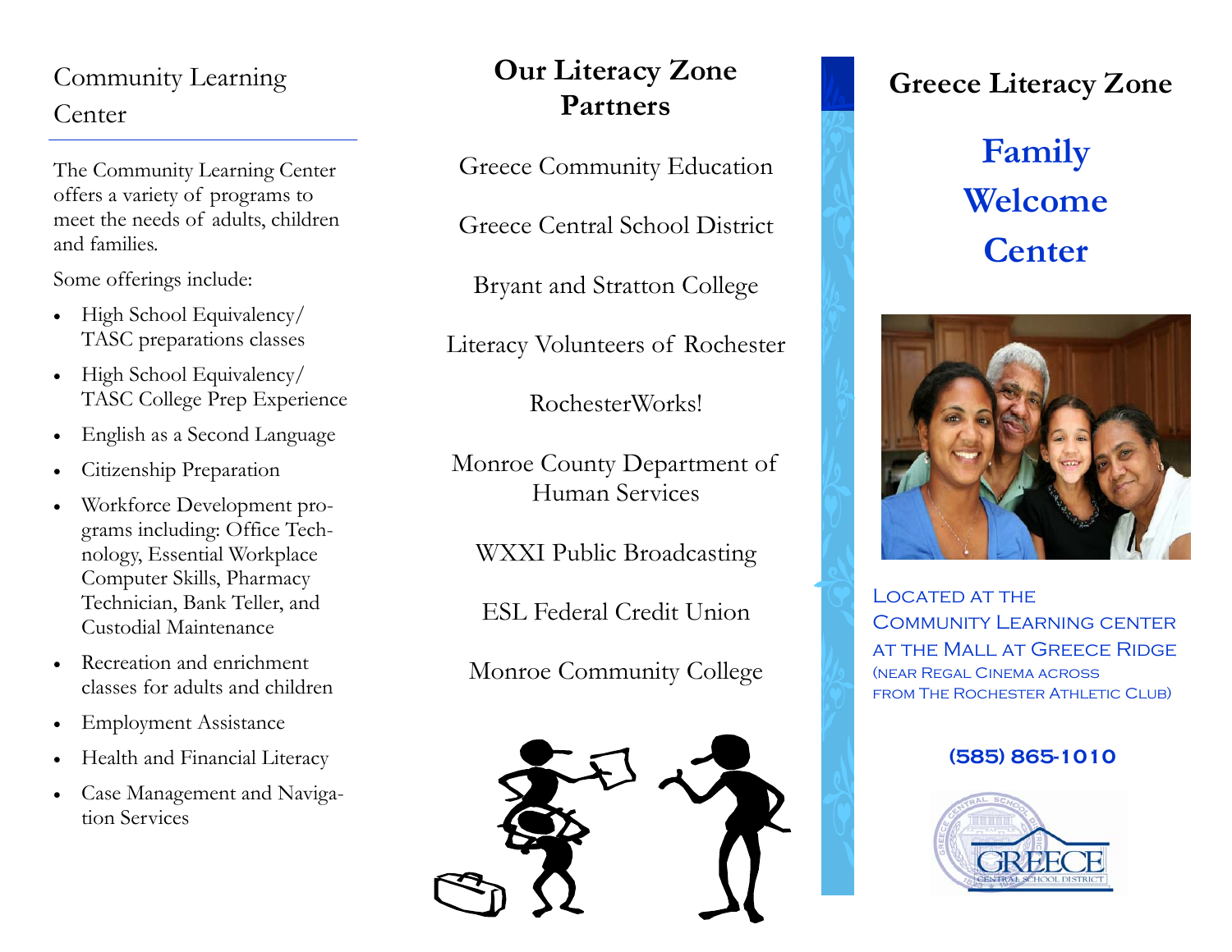## Community Learning Center

The Community Learning Center offers a variety of programs to meet the needs of adults, children and families.

Some offerings include:

- High School Equivalency/ TASC preparations classes
- High School Equivalency/ TASC College Prep Experience
- English as a Second Language
- Citizenship Preparation
- Workforce Development programs including: Office Technology, Essential Workplace Computer Skills, Pharmacy Technician, Bank Teller, and Custodial Maintenance
- Recreation and enrichment classes for adults and children
- Employment Assistance
- Health and Financial Literacy
- Case Management and Navigation Services

## Our Literacy Zone Partners

Greece Community Education

Greece Central School District

Bryant and Stratton College

Literacy Volunteers of Rochester

RochesterWorks!

Monroe County Department of Human Services

WXXI Public Broadcasting

ESL Federal Credit Union

Monroe Community College

## Greece Literacy Zone

# Family Welcome Center

Located at the Community Learning center at the Mall at Greece Ridge (near Regal Cinema across from The Rochester Athletic Club)

**(585) 865-1010**

GREECE CENTRAL SCHOOL DISTRICT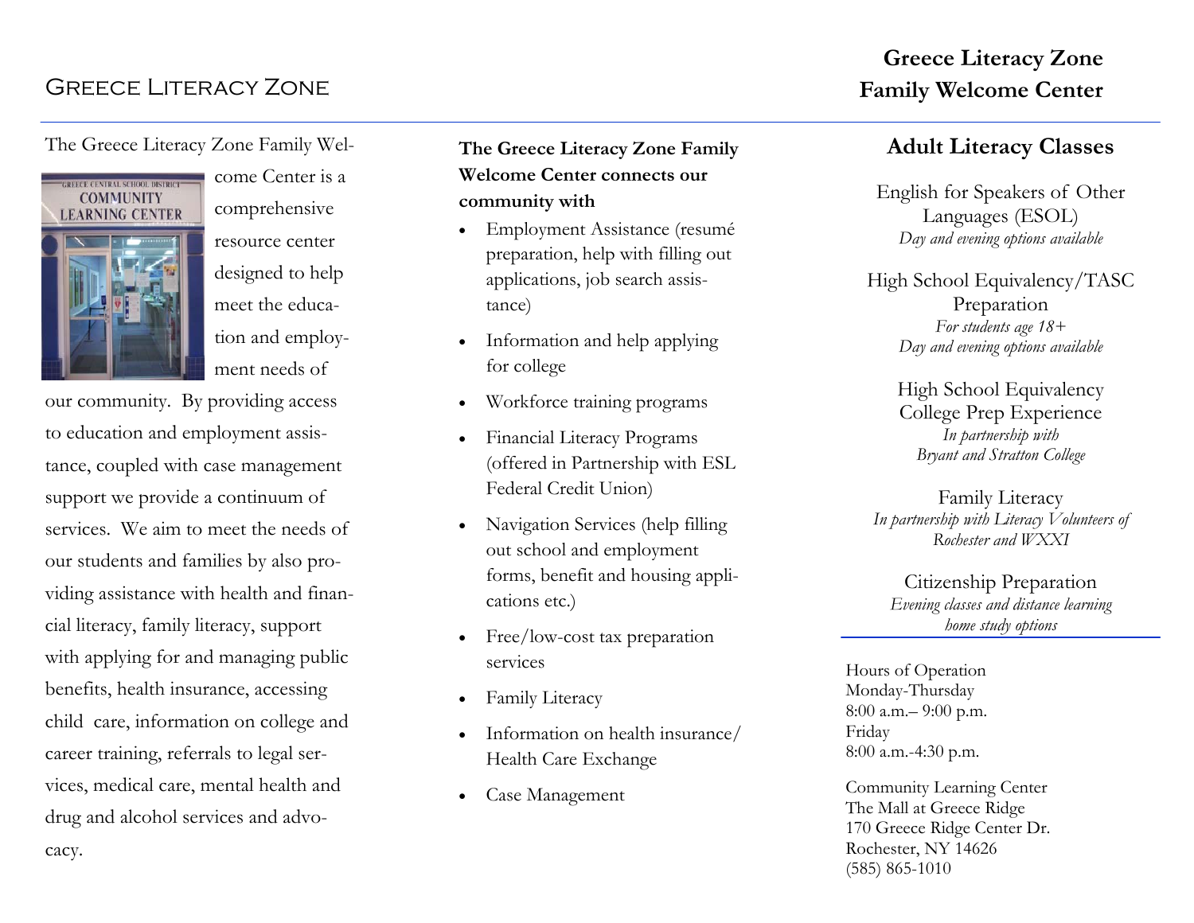# Greece Literacy Zone

The Greece Literacy Zone Family Welcome Center is a comprehensive resource center designed to help meet the education and employment needs of our community. By providing access to education and employment assistance, coupled with case management support we provide a continuum of services. We aim to meet the needs of our students and families by also providing assistance with health and financial literacy, family literacy, support with applying for and managing public benefits, health insurance, accessing child care, information on college and career training, referrals to legal services, medical care, mental health and drug and alcohol services and advocacy.

**The Greece Literacy Zone Family Welcome Center connects our community with**

- Employment Assistance (resumé preparation, help with filling out applications, job search assistance)
- Information and help applying for college
- Workforce training programs
- Financial Literacy Programs (offered in Partnership with ESL Federal Credit Union)
- Navigation Services (help filling out school and employment forms, benefit and housing applications etc.)
- Free/low-cost tax preparation services
- Family Literacy
- Information on health insurance/ Health Care Exchange
- Case Management

# Greece Literacy Zone Family Welcome Center

## Adult Literacy Classes

English for Speakers of Other Languages (ESOL)
*Day and evening options available*

High School Equivalency/TASC Preparation
*For students age 18+*
*Day and evening options available*

High School Equivalency College Prep Experience
*In partnership with Bryant and Stratton College*

Family Literacy
*In partnership with Literacy Volunteers of Rochester and WXXI*

Citizenship Preparation
*Evening classes and distance learning home study options*

Hours of Operation
Monday-Thursday
8:00 a.m.– 9:00 p.m.
Friday
8:00 a.m.-4:30 p.m.

Community Learning Center
The Mall at Greece Ridge
170 Greece Ridge Center Dr.
Rochester, NY 14626
(585) 865-1010